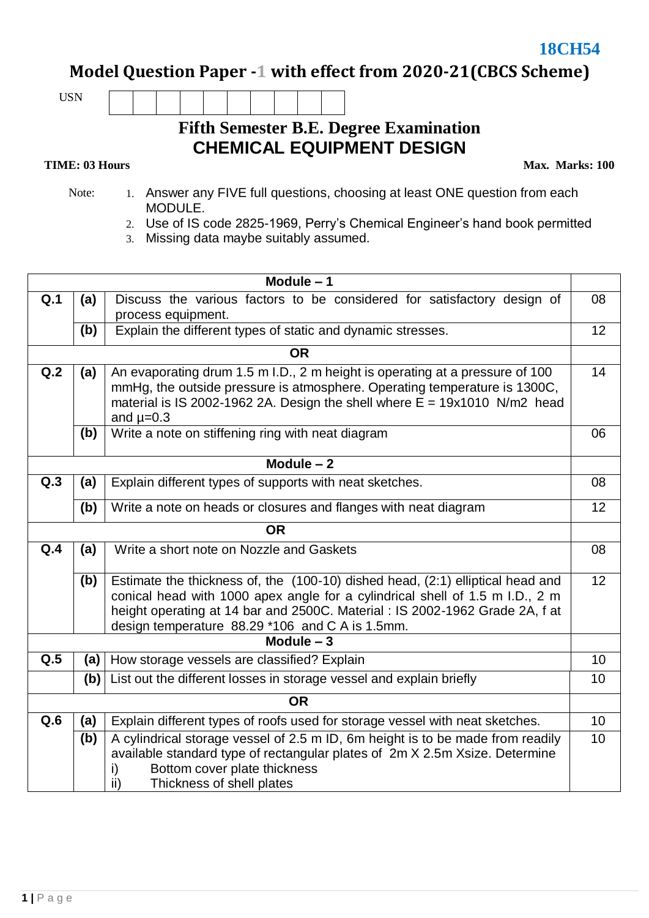**18CH54**

# Model Question Paper -1 with effect from 2020-21(CBCS Scheme)

USN | | | | | | | | | |

## Fifth Semester B.E. Degree Examination
## CHEMICAL EQUIPMENT DESIGN

**TIME: 03 Hours** **Max. Marks: 100**

Note:
1. Answer any FIVE full questions, choosing at least ONE question from each MODULE.
2. Use of IS code 2825-1969, Perry's Chemical Engineer's hand book permitted
3. Missing data maybe suitably assumed.

| | | **Module – 1** | |
|---|---|---|---|
| **Q.1** | **(a)** | Discuss the various factors to be considered for satisfactory design of process equipment. | 08 |
| | **(b)** | Explain the different types of static and dynamic stresses. | 12 |
| | | **OR** | |
| **Q.2** | **(a)** | An evaporating drum 1.5 m I.D., 2 m height is operating at a pressure of 100 mmHg, the outside pressure is atmosphere. Operating temperature is 1300C, material is IS 2002-1962 2A. Design the shell where E = 19x1010 N/m2 head and μ=0.3 | 14 |
| | **(b)** | Write a note on stiffening ring with neat diagram | 06 |
| | | **Module – 2** | |
| **Q.3** | **(a)** | Explain different types of supports with neat sketches. | 08 |
| | **(b)** | Write a note on heads or closures and flanges with neat diagram | 12 |
| | | **OR** | |
| **Q.4** | **(a)** | Write a short note on Nozzle and Gaskets | 08 |
| | **(b)** | Estimate the thickness of, the (100-10) dished head, (2:1) elliptical head and conical head with 1000 apex angle for a cylindrical shell of 1.5 m I.D., 2 m height operating at 14 bar and 2500C. Material : IS 2002-1962 Grade 2A, f at design temperature 88.29 *106 and C A is 1.5mm. | 12 |
| | | **Module – 3** | |
| **Q.5** | **(a)** | How storage vessels are classified? Explain | 10 |
| | **(b)** | List out the different losses in storage vessel and explain briefly | 10 |
| | | **OR** | |
| **Q.6** | **(a)** | Explain different types of roofs used for storage vessel with neat sketches. | 10 |
| | **(b)** | A cylindrical storage vessel of 2.5 m ID, 6m height is to be made from readily available standard type of rectangular plates of 2m X 2.5m Xsize. Determine<br>i) Bottom cover plate thickness<br>ii) Thickness of shell plates | 10 |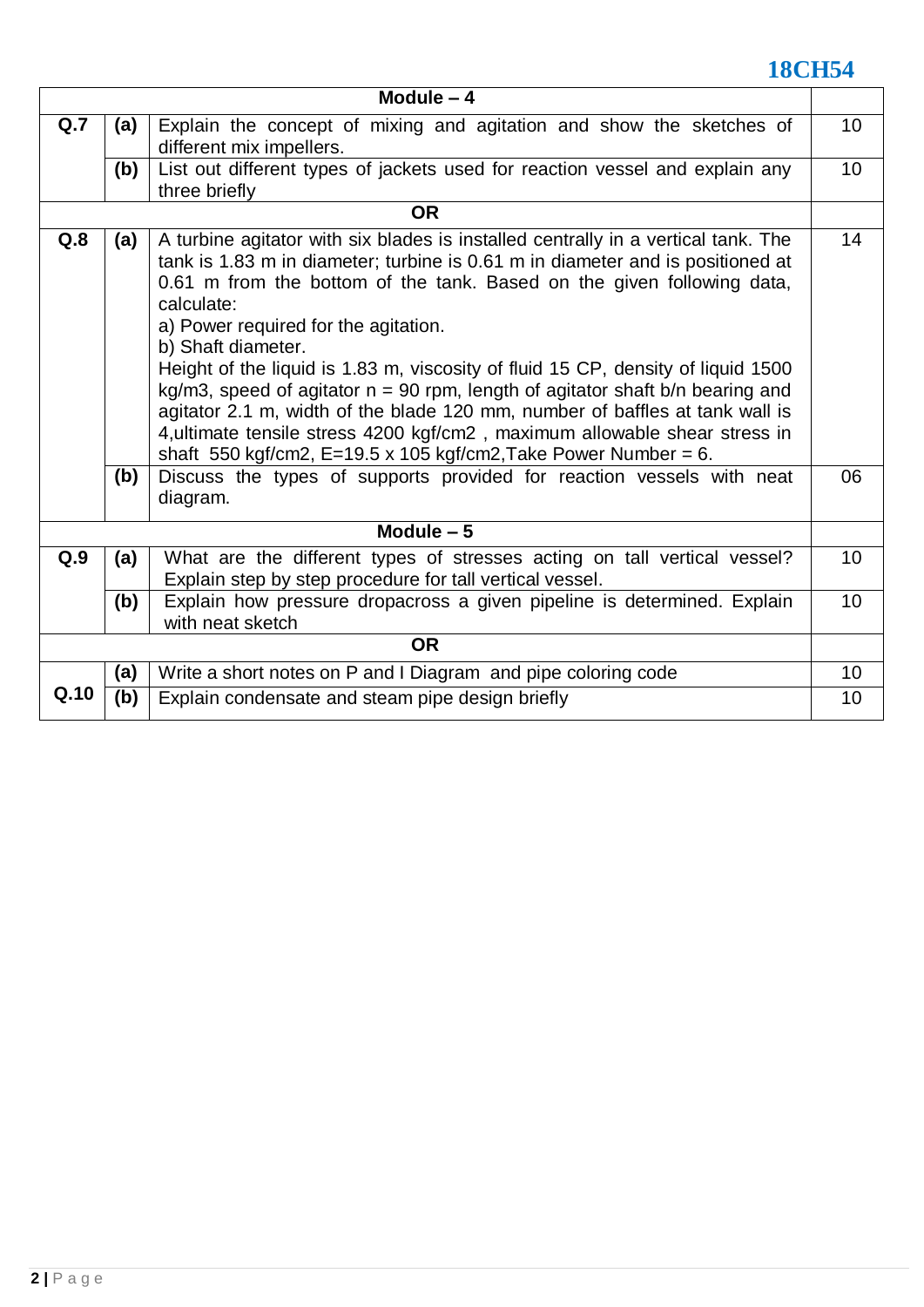| Module – 4 | | | |
|---|---|---|---|
| Q.7 | (a) | Explain the concept of mixing and agitation and show the sketches of different mix impellers. | 10 |
| | (b) | List out different types of jackets used for reaction vessel and explain any three briefly | 10 |
| OR | | | |
| Q.8 | (a) | A turbine agitator with six blades is installed centrally in a vertical tank. The tank is 1.83 m in diameter; turbine is 0.61 m in diameter and is positioned at 0.61 m from the bottom of the tank. Based on the given following data, calculate:<br>a) Power required for the agitation.<br>b) Shaft diameter.<br>Height of the liquid is 1.83 m, viscosity of fluid 15 CP, density of liquid 1500 kg/m3, speed of agitator n = 90 rpm, length of agitator shaft b/n bearing and agitator 2.1 m, width of the blade 120 mm, number of baffles at tank wall is 4,ultimate tensile stress 4200 kgf/cm2 , maximum allowable shear stress in shaft 550 kgf/cm2, E=19.5 x 105 kgf/cm2,Take Power Number = 6. | 14 |
| | (b) | Discuss the types of supports provided for reaction vessels with neat diagram. | 06 |
| Module – 5 | | | |
| Q.9 | (a) | What are the different types of stresses acting on tall vertical vessel? Explain step by step procedure for tall vertical vessel. | 10 |
| | (b) | Explain how pressure dropacross a given pipeline is determined. Explain with neat sketch | 10 |
| OR | | | |
| Q.10 | (a) | Write a short notes on P and I Diagram and pipe coloring code | 10 |
| | (b) | Explain condensate and steam pipe design briefly | 10 |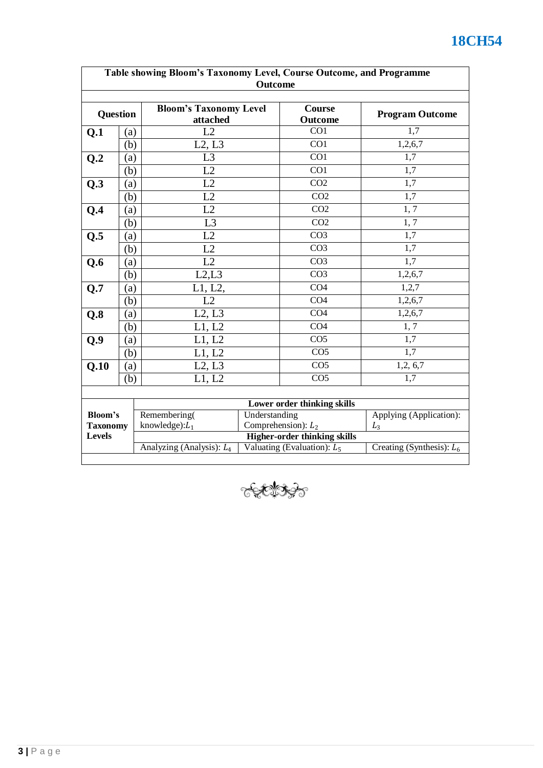**Table showing Bloom's Taxonomy Level, Course Outcome, and Programme Outcome**

| Question | | Bloom's Taxonomy Level attached | Course Outcome | Program Outcome |
|---|---|---|---|---|
| **Q.1** | (a) | L2 | CO1 | 1,7 |
| | (b) | L2, L3 | CO1 | 1,2,6,7 |
| **Q.2** | (a) | L3 | CO1 | 1,7 |
| | (b) | L2 | CO1 | 1,7 |
| **Q.3** | (a) | L2 | CO2 | 1,7 |
| | (b) | L2 | CO2 | 1,7 |
| **Q.4** | (a) | L2 | CO2 | 1, 7 |
| | (b) | L3 | CO2 | 1, 7 |
| **Q.5** | (a) | L2 | CO3 | 1,7 |
| | (b) | L2 | CO3 | 1,7 |
| **Q.6** | (a) | L2 | CO3 | 1,7 |
| | (b) | L2,L3 | CO3 | 1,2,6,7 |
| **Q.7** | (a) | L1, L2, | CO4 | 1,2,7 |
| | (b) | L2 | CO4 | 1,2,6,7 |
| **Q.8** | (a) | L2, L3 | CO4 | 1,2,6,7 |
| | (b) | L1, L2 | CO4 | 1, 7 |
| **Q.9** | (a) | L1, L2 | CO5 | 1,7 |
| | (b) | L1, L2 | CO5 | 1,7 |
| **Q.10** | (a) | L2, L3 | CO5 | 1,2, 6,7 |
| | (b) | L1, L2 | CO5 | 1,7 |

| | | | |
|---|---|---|---|
| **Bloom's Taxonomy Levels** | **Lower order thinking skills** | | |
| | Remembering( knowledge):$L_1$ | Understanding Comprehension): $L_2$ | Applying (Application): $L_3$ |
| | **Higher-order thinking skills** | | |
| | Analyzing (Analysis): $L_4$ | Valuating (Evaluation): $L_5$ | Creating (Synthesis): $L_6$ |